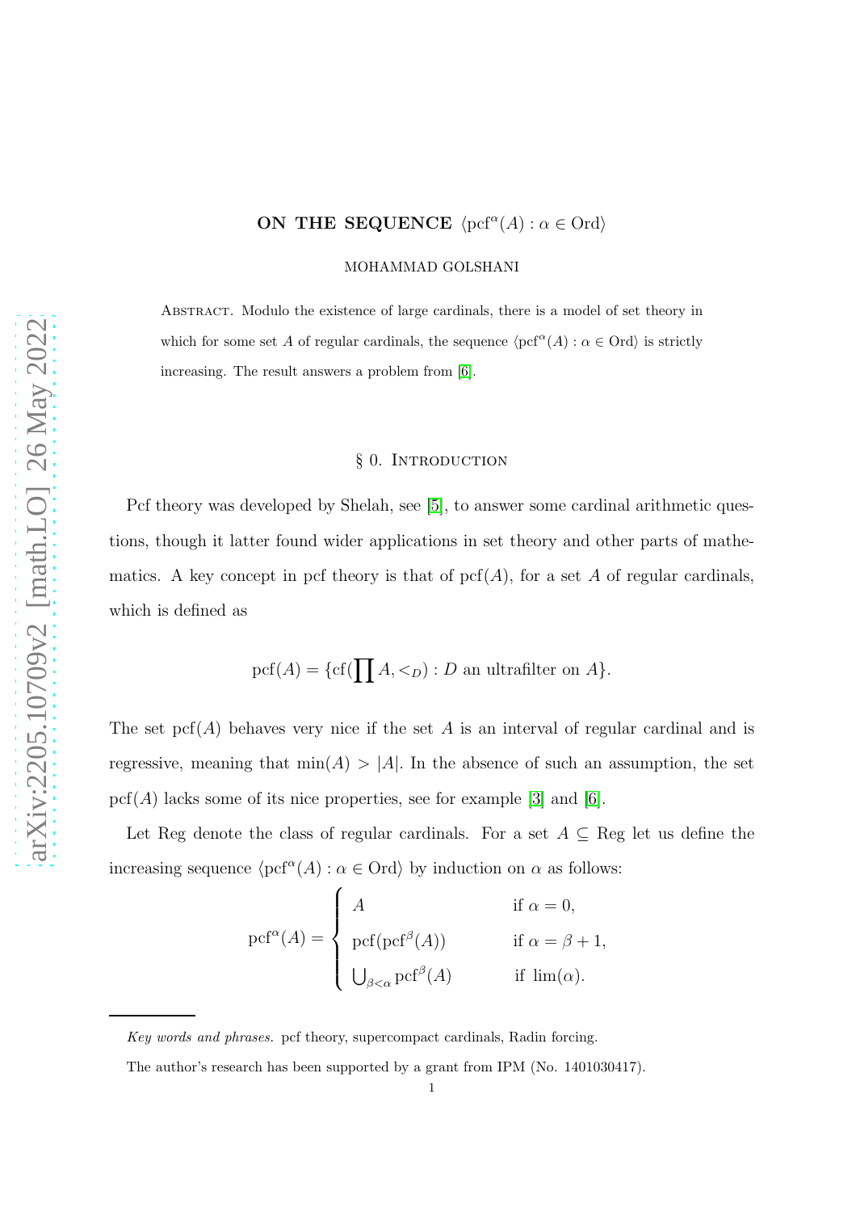# ON THE SEQUENCE $\langle \mathrm{pcf}^{\alpha}(A) : \alpha \in \mathrm{Ord} \rangle$

MOHAMMAD GOLSHANI

Abstract. Modulo the existence of large cardinals, there is a model of set theory in which for some set $A$ of regular cardinals, the sequence $\langle \mathrm{pcf}^{\alpha}(A) : \alpha \in \mathrm{Ord} \rangle$ is strictly increasing. The result answers a problem from [6].

## § 0. Introduction

Pcf theory was developed by Shelah, see [5], to answer some cardinal arithmetic questions, though it latter found wider applications in set theory and other parts of mathematics. A key concept in pcf theory is that of $\mathrm{pcf}(A)$, for a set $A$ of regular cardinals, which is defined as

$$\mathrm{pcf}(A) = \{\mathrm{cf}(\prod A, <_D) : D \text{ an ultrafilter on } A\}.$$

The set $\mathrm{pcf}(A)$ behaves very nice if the set $A$ is an interval of regular cardinal and is regressive, meaning that $\min(A) > |A|$. In the absence of such an assumption, the set $\mathrm{pcf}(A)$ lacks some of its nice properties, see for example [3] and [6].

Let Reg denote the class of regular cardinals. For a set $A \subseteq \mathrm{Reg}$ let us define the increasing sequence $\langle \mathrm{pcf}^{\alpha}(A) : \alpha \in \mathrm{Ord} \rangle$ by induction on $\alpha$ as follows:

$$\mathrm{pcf}^{\alpha}(A) = \begin{cases} A & \text{if } \alpha = 0, \\ \mathrm{pcf}(\mathrm{pcf}^{\beta}(A)) & \text{if } \alpha = \beta + 1, \\ \bigcup_{\beta < \alpha} \mathrm{pcf}^{\beta}(A) & \text{if } \lim(\alpha). \end{cases}$$

*Key words and phrases.* pcf theory, supercompact cardinals, Radin forcing.

The author's research has been supported by a grant from IPM (No. 1401030417).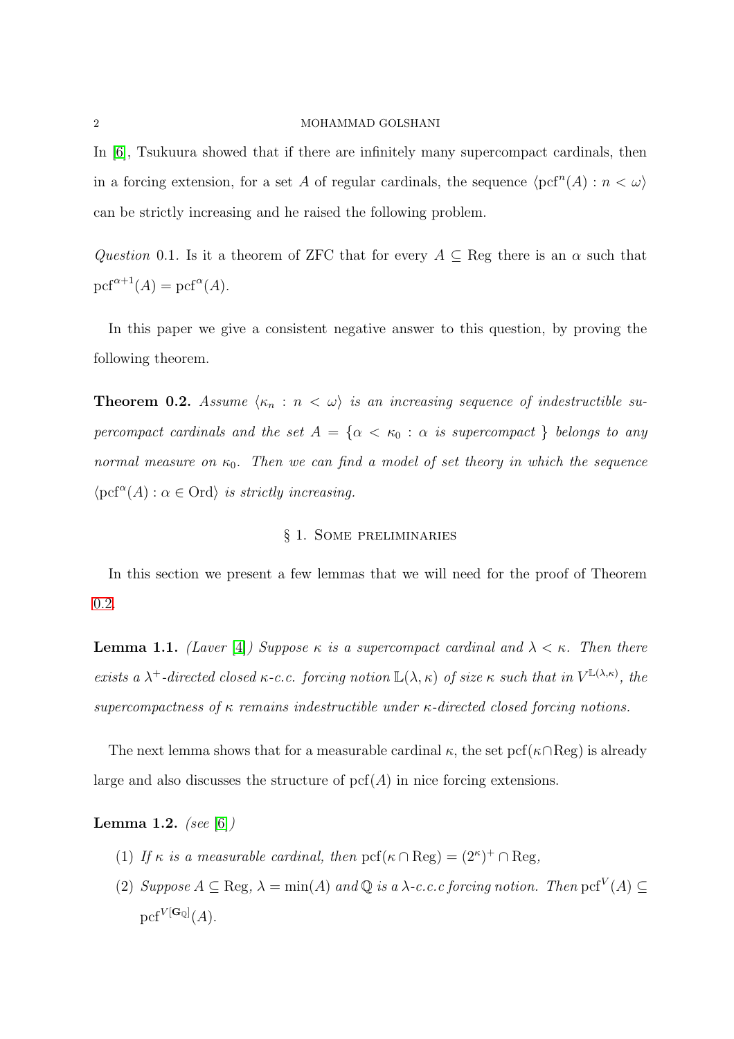In [6], Tsukuura showed that if there are infinitely many supercompact cardinals, then in a forcing extension, for a set $A$ of regular cardinals, the sequence $\langle \mathrm{pcf}^n(A) : n < \omega \rangle$ can be strictly increasing and he raised the following problem.

*Question* 0.1. Is it a theorem of ZFC that for every $A \subseteq \mathrm{Reg}$ there is an $\alpha$ such that $\mathrm{pcf}^{\alpha+1}(A) = \mathrm{pcf}^{\alpha}(A)$.

In this paper we give a consistent negative answer to this question, by proving the following theorem.

**Theorem 0.2.** *Assume $\langle \kappa_n : n < \omega \rangle$ is an increasing sequence of indestructible supercompact cardinals and the set $A = \{\alpha < \kappa_0 : \alpha \text{ is supercompact }\}$ belongs to any normal measure on $\kappa_0$. Then we can find a model of set theory in which the sequence $\langle \mathrm{pcf}^{\alpha}(A) : \alpha \in \mathrm{Ord} \rangle$ is strictly increasing.*

## § 1. Some preliminaries

In this section we present a few lemmas that we will need for the proof of Theorem 0.2.

**Lemma 1.1.** *(Laver [4]) Suppose $\kappa$ is a supercompact cardinal and $\lambda < \kappa$. Then there exists a $\lambda^+$-directed closed $\kappa$-c.c. forcing notion $\mathbb{L}(\lambda, \kappa)$ of size $\kappa$ such that in $V^{\mathbb{L}(\lambda,\kappa)}$, the supercompactness of $\kappa$ remains indestructible under $\kappa$-directed closed forcing notions.*

The next lemma shows that for a measurable cardinal $\kappa$, the set $\mathrm{pcf}(\kappa \cap \mathrm{Reg})$ is already large and also discusses the structure of $\mathrm{pcf}(A)$ in nice forcing extensions.

**Lemma 1.2.** *(see [6])*

1. *If $\kappa$ is a measurable cardinal, then $\mathrm{pcf}(\kappa \cap \mathrm{Reg}) = (2^{\kappa})^+ \cap \mathrm{Reg}$,*
2. *Suppose $A \subseteq \mathrm{Reg}$, $\lambda = \min(A)$ and $\mathbb{Q}$ is a $\lambda$-c.c.c forcing notion. Then $\mathrm{pcf}^V(A) \subseteq \mathrm{pcf}^{V[\mathbf{G}_{\mathbb{Q}}]}(A)$.*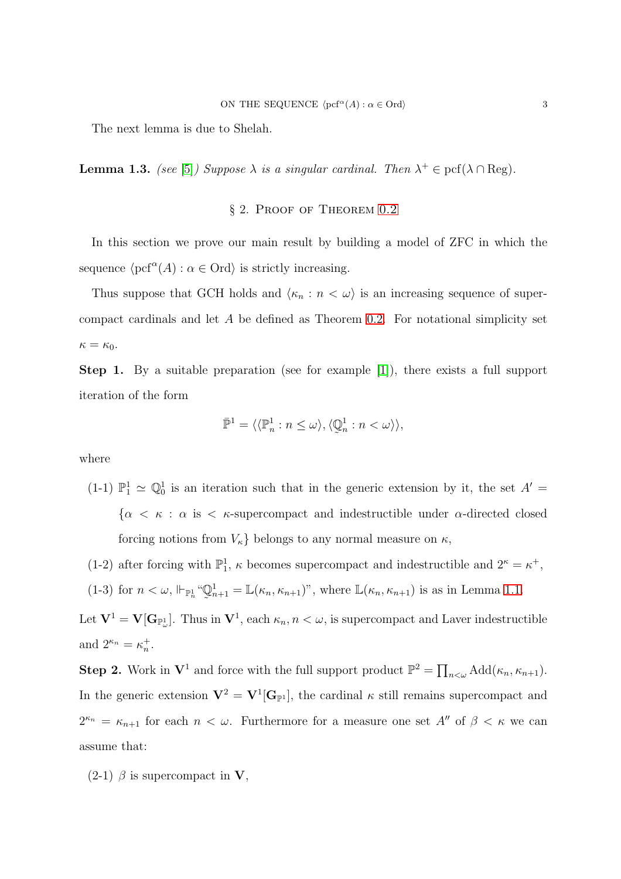The next lemma is due to Shelah.

**Lemma 1.3.** *(see [5]) Suppose $\lambda$ is a singular cardinal. Then $\lambda^+ \in \mathrm{pcf}(\lambda \cap \mathrm{Reg})$.*

## § 2. Proof of Theorem 0.2

In this section we prove our main result by building a model of ZFC in which the sequence $\langle \mathrm{pcf}^\alpha(A) : \alpha \in \mathrm{Ord}\rangle$ is strictly increasing.

Thus suppose that GCH holds and $\langle \kappa_n : n < \omega\rangle$ is an increasing sequence of supercompact cardinals and let $A$ be defined as Theorem 0.2. For notational simplicity set $\kappa = \kappa_0$.

**Step 1.** By a suitable preparation (see for example [1]), there exists a full support iteration of the form

$$\bar{\mathbb{P}}^1 = \langle \langle \mathbb{P}^1_n : n \leq \omega \rangle, \langle \underset{\sim}{\mathbb{Q}}^1_n : n < \omega \rangle \rangle,$$

where

(1-1) $\mathbb{P}^1_1 \simeq \mathbb{Q}^1_0$ is an iteration such that in the generic extension by it, the set $A' = \{\alpha < \kappa : \alpha \text{ is } < \kappa\text{-supercompact and indestructible under } \alpha\text{-directed closed forcing notions from } V_\kappa\}$ belongs to any normal measure on $\kappa$,

(1-2) after forcing with $\mathbb{P}^1_1$, $\kappa$ becomes supercompact and indestructible and $2^\kappa = \kappa^+$,

(1-3) for $n < \omega$, $\Vdash_{\mathbb{P}^1_n}$ "$\underset{\sim}{\mathbb{Q}}^1_{n+1} = \mathbb{L}(\kappa_n, \kappa_{n+1})$", where $\mathbb{L}(\kappa_n, \kappa_{n+1})$ is as in Lemma 1.1.

Let $\mathbf{V}^1 = \mathbf{V}[\mathbf{G}_{\mathbb{P}^1_\omega}]$. Thus in $\mathbf{V}^1$, each $\kappa_n, n < \omega$, is supercompact and Laver indestructible and $2^{\kappa_n} = \kappa_n^+$.

**Step 2.** Work in $\mathbf{V}^1$ and force with the full support product $\mathbb{P}^2 = \prod_{n<\omega} \mathrm{Add}(\kappa_n, \kappa_{n+1})$. In the generic extension $\mathbf{V}^2 = \mathbf{V}^1[\mathbf{G}_{\mathbb{P}^1}]$, the cardinal $\kappa$ still remains supercompact and $2^{\kappa_n} = \kappa_{n+1}$ for each $n < \omega$. Furthermore for a measure one set $A''$ of $\beta < \kappa$ we can assume that:

(2-1) $\beta$ is supercompact in $\mathbf{V}$,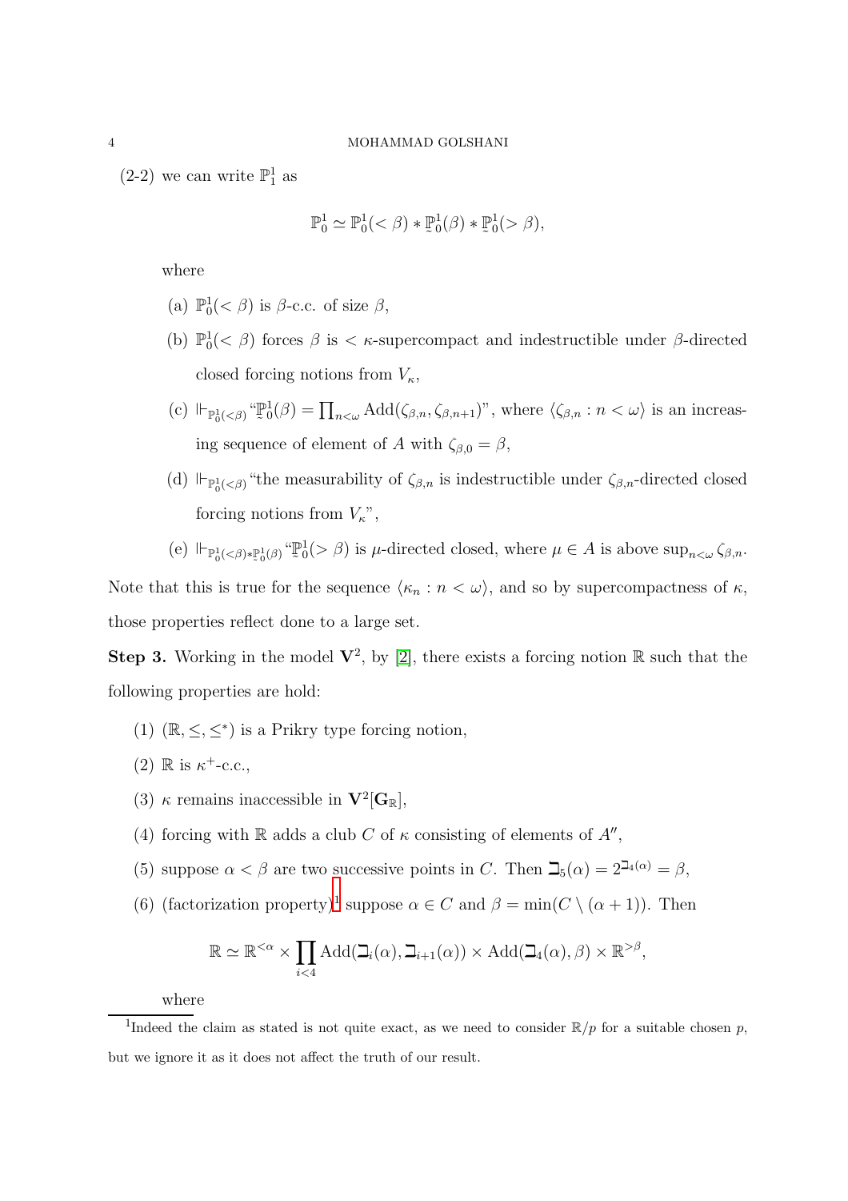(2-2) we can write $\mathbb{P}^1_1$ as

$$\mathbb{P}^1_0 \simeq \mathbb{P}^1_0(<\beta) * \underset{\sim}{\mathbb{P}}^1_0(\beta) * \underset{\sim}{\mathbb{P}}^1_0(>\beta),$$

where

(a) $\mathbb{P}^1_0(<\beta)$ is $\beta$-c.c. of size $\beta$,

(b) $\mathbb{P}^1_0(<\beta)$ forces $\beta$ is $<\kappa$-supercompact and indestructible under $\beta$-directed closed forcing notions from $V_\kappa$,

(c) $\Vdash_{\mathbb{P}^1_0(<\beta)}$ "$\underset{\sim}{\mathbb{P}}^1_0(\beta) = \prod_{n<\omega} \mathrm{Add}(\zeta_{\beta,n}, \zeta_{\beta,n+1})$", where $\langle \zeta_{\beta,n} : n < \omega \rangle$ is an increasing sequence of element of $A$ with $\zeta_{\beta,0} = \beta$,

(d) $\Vdash_{\mathbb{P}^1_0(<\beta)}$ "the measurability of $\zeta_{\beta,n}$ is indestructible under $\zeta_{\beta,n}$-directed closed forcing notions from $V_\kappa$",

(e) $\Vdash_{\mathbb{P}^1_0(<\beta)*\underset{\sim}{\mathbb{P}}^1_0(\beta)}$ "$\underset{\sim}{\mathbb{P}}^1_0(>\beta)$ is $\mu$-directed closed, where $\mu \in A$ is above $\sup_{n<\omega} \zeta_{\beta,n}$.

Note that this is true for the sequence $\langle \kappa_n : n < \omega \rangle$, and so by supercompactness of $\kappa$, those properties reflect done to a large set.

**Step 3.** Working in the model $\mathbf{V}^2$, by [2], there exists a forcing notion $\mathbb{R}$ such that the following properties are hold:

(1) $(\mathbb{R}, \leq, \leq^*)$ is a Prikry type forcing notion,

(2) $\mathbb{R}$ is $\kappa^+$-c.c.,

(3) $\kappa$ remains inaccessible in $\mathbf{V}^2[\mathbf{G}_\mathbb{R}]$,

(4) forcing with $\mathbb{R}$ adds a club $C$ of $\kappa$ consisting of elements of $A''$,

(5) suppose $\alpha < \beta$ are two successive points in $C$. Then $\beth_5(\alpha) = 2^{\beth_4(\alpha)} = \beta$,

(6) (factorization property)[1] suppose $\alpha \in C$ and $\beta = \min(C \setminus (\alpha+1))$. Then

$$\mathbb{R} \simeq \mathbb{R}^{<\alpha} \times \prod_{i<4} \mathrm{Add}(\beth_i(\alpha), \beth_{i+1}(\alpha)) \times \mathrm{Add}(\beth_4(\alpha), \beta) \times \mathbb{R}^{>\beta},$$

where

[1] Indeed the claim as stated is not quite exact, as we need to consider $\mathbb{R}/p$ for a suitable chosen $p$, but we ignore it as it does not affect the truth of our result.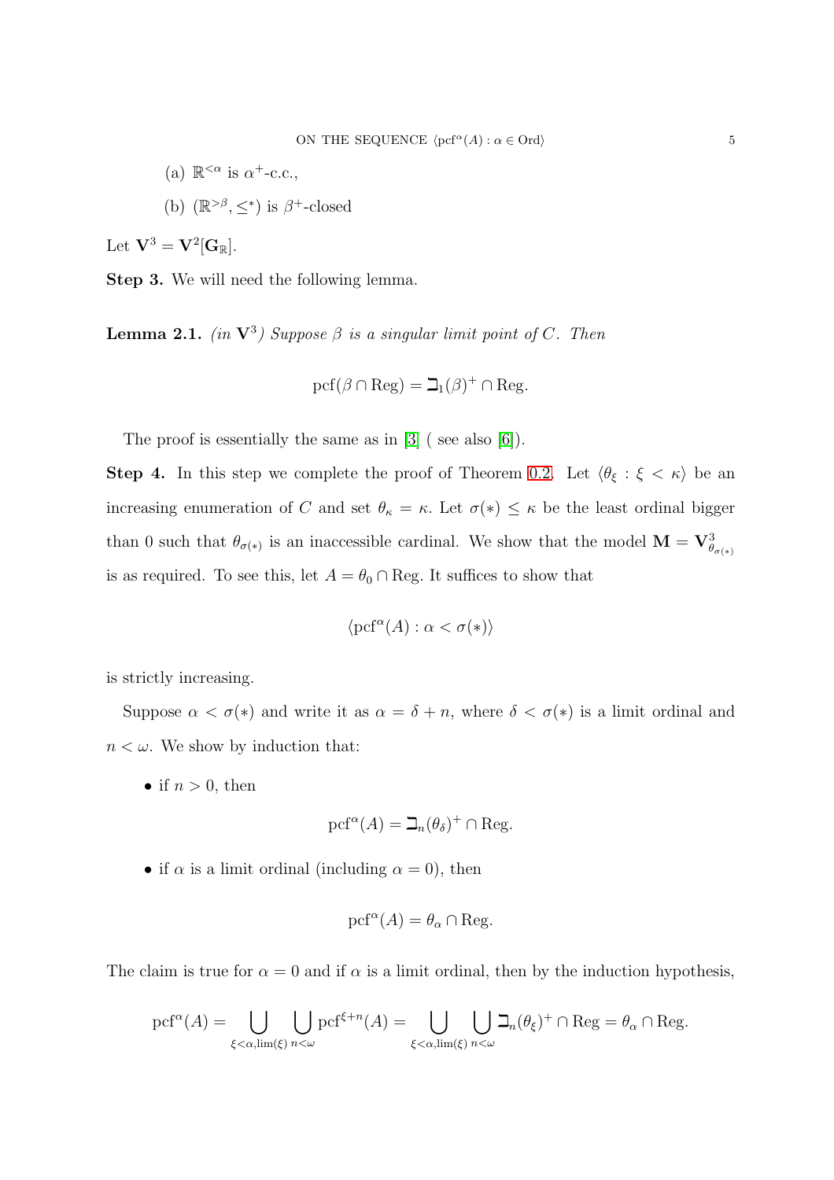(a) $\mathbb{R}^{<\alpha}$ is $\alpha^+$-c.c.,

(b) $(\mathbb{R}^{>\beta}, \leq^*)$ is $\beta^+$-closed

Let $\mathbf{V}^3 = \mathbf{V}^2[\mathbf{G}_{\mathbb{R}}]$.

**Step 3.** We will need the following lemma.

**Lemma 2.1.** *(in $\mathbf{V}^3$) Suppose $\beta$ is a singular limit point of $C$. Then*

$$\mathrm{pcf}(\beta \cap \mathrm{Reg}) = \beth_1(\beta)^+ \cap \mathrm{Reg}.$$

The proof is essentially the same as in [3] ( see also [6]).

**Step 4.** In this step we complete the proof of Theorem 0.2. Let $\langle \theta_\xi : \xi < \kappa \rangle$ be an increasing enumeration of $C$ and set $\theta_\kappa = \kappa$. Let $\sigma(*) \leq \kappa$ be the least ordinal bigger than 0 such that $\theta_{\sigma(*)}$ is an inaccessible cardinal. We show that the model $\mathbf{M} = \mathbf{V}^3_{\theta_{\sigma(*)}}$ is as required. To see this, let $A = \theta_0 \cap \mathrm{Reg}$. It suffices to show that

$$\langle \mathrm{pcf}^\alpha(A) : \alpha < \sigma(*) \rangle$$

is strictly increasing.

Suppose $\alpha < \sigma(*)$ and write it as $\alpha = \delta + n$, where $\delta < \sigma(*)$ is a limit ordinal and $n < \omega$. We show by induction that:

- if $n > 0$, then

$$\mathrm{pcf}^\alpha(A) = \beth_n(\theta_\delta)^+ \cap \mathrm{Reg}.$$

- if $\alpha$ is a limit ordinal (including $\alpha = 0$), then

$$\mathrm{pcf}^\alpha(A) = \theta_\alpha \cap \mathrm{Reg}.$$

The claim is true for $\alpha = 0$ and if $\alpha$ is a limit ordinal, then by the induction hypothesis,

$$\mathrm{pcf}^\alpha(A) = \bigcup_{\xi < \alpha, \lim(\xi)} \bigcup_{n<\omega} \mathrm{pcf}^{\xi+n}(A) = \bigcup_{\xi < \alpha, \lim(\xi)} \bigcup_{n<\omega} \beth_n(\theta_\xi)^+ \cap \mathrm{Reg} = \theta_\alpha \cap \mathrm{Reg}.$$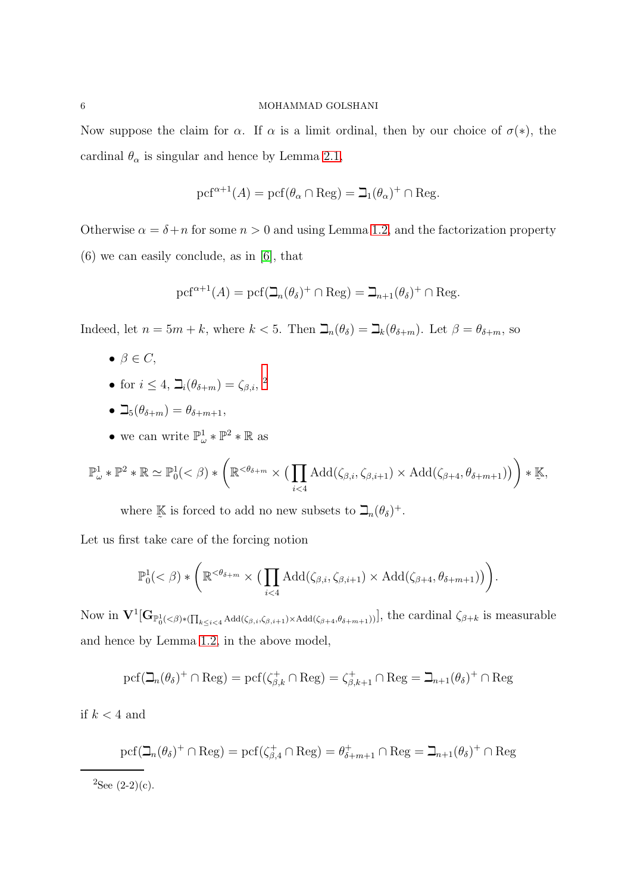Now suppose the claim for $\alpha$. If $\alpha$ is a limit ordinal, then by our choice of $\sigma(*)$, the cardinal $\theta_\alpha$ is singular and hence by Lemma 2.1,

$$\text{pcf}^{\alpha+1}(A) = \text{pcf}(\theta_\alpha \cap \text{Reg}) = \beth_1(\theta_\alpha)^+ \cap \text{Reg}.$$

Otherwise $\alpha = \delta + n$ for some $n > 0$ and using Lemma 1.2, and the factorization property (6) we can easily conclude, as in [6], that

$$\text{pcf}^{\alpha+1}(A) = \text{pcf}(\beth_n(\theta_\delta)^+ \cap \text{Reg}) = \beth_{n+1}(\theta_\delta)^+ \cap \text{Reg}.$$

Indeed, let $n = 5m + k$, where $k < 5$. Then $\beth_n(\theta_\delta) = \beth_k(\theta_{\delta+m})$. Let $\beta = \theta_{\delta+m}$, so

- $\beta \in C$,
- for $i \leq 4$, $\beth_i(\theta_{\delta+m}) = \zeta_{\beta,i}$, [2]
- $\beth_5(\theta_{\delta+m}) = \theta_{\delta+m+1}$,
- we can write $\mathbb{P}^1_\omega * \mathbb{P}^2 * \mathbb{R}$ as

$$\mathbb{P}^1_\omega * \mathbb{P}^2 * \mathbb{R} \simeq \mathbb{P}^1_0(<\beta) * \left(\mathbb{R}^{<\theta_{\delta+m}} \times \big(\prod_{i<4} \text{Add}(\zeta_{\beta,i}, \zeta_{\beta,i+1}) \times \text{Add}(\zeta_{\beta+4}, \theta_{\delta+m+1})\big)\right) * \underset{\sim}{\mathbb{K}},$$

  where $\underset{\sim}{\mathbb{K}}$ is forced to add no new subsets to $\beth_n(\theta_\delta)^+$.

Let us first take care of the forcing notion

$$\mathbb{P}^1_0(<\beta) * \left(\mathbb{R}^{<\theta_{\delta+m}} \times \big(\prod_{i<4} \text{Add}(\zeta_{\beta,i}, \zeta_{\beta,i+1}) \times \text{Add}(\zeta_{\beta+4}, \theta_{\delta+m+1})\big)\right).$$

Now in $\mathbf{V}^1[\mathbf{G}_{\mathbb{P}^1_0(<\beta)*(\prod_{k\leq i<4}\text{Add}(\zeta_{\beta,i},\zeta_{\beta,i+1})\times\text{Add}(\zeta_{\beta+4},\theta_{\delta+m+1}))}]$, the cardinal $\zeta_{\beta+k}$ is measurable and hence by Lemma 1.2, in the above model,

$$\text{pcf}(\beth_n(\theta_\delta)^+ \cap \text{Reg}) = \text{pcf}(\zeta^+_{\beta,k} \cap \text{Reg}) = \zeta^+_{\beta,k+1} \cap \text{Reg} = \beth_{n+1}(\theta_\delta)^+ \cap \text{Reg}$$

if $k < 4$ and

$$\text{pcf}(\beth_n(\theta_\delta)^+ \cap \text{Reg}) = \text{pcf}(\zeta^+_{\beta,4} \cap \text{Reg}) = \theta^+_{\delta+m+1} \cap \text{Reg} = \beth_{n+1}(\theta_\delta)^+ \cap \text{Reg}$$

---

[2] See (2-2)(c).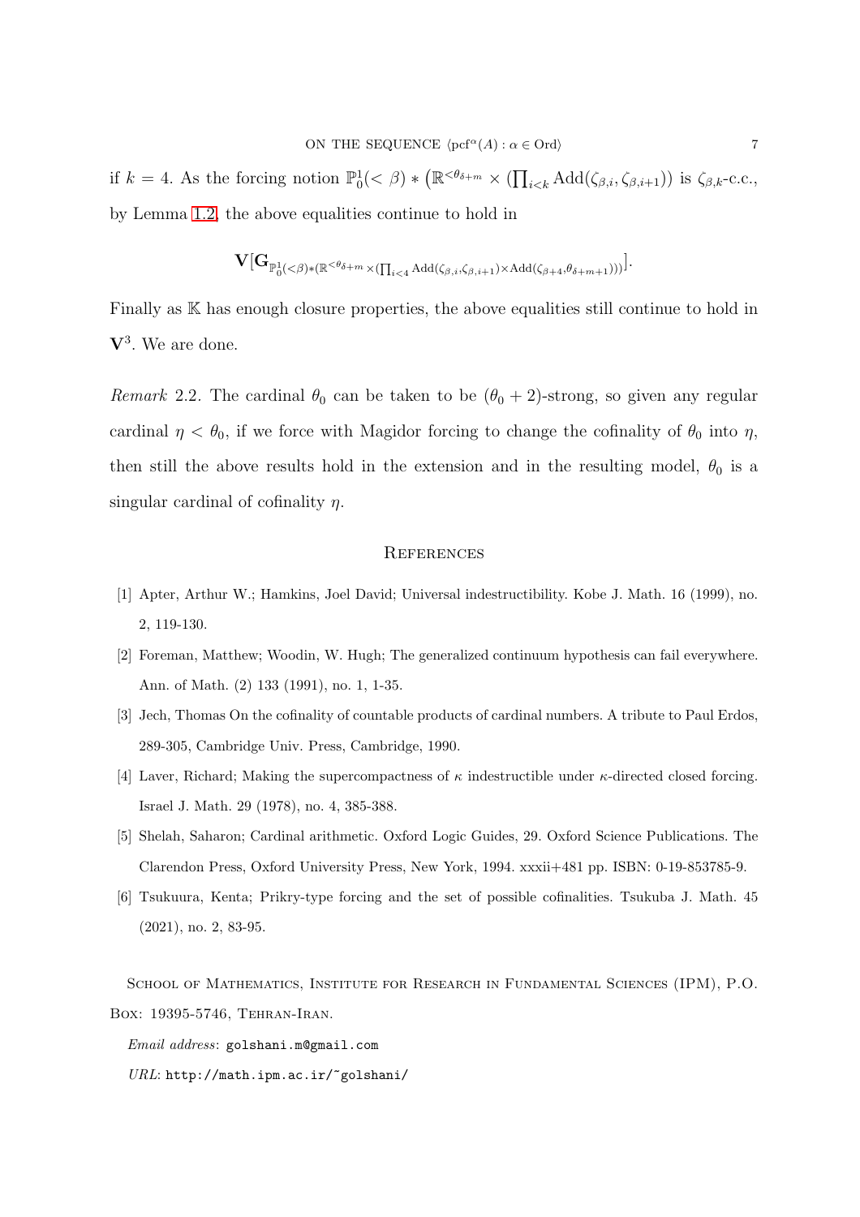if $k = 4$. As the forcing notion $\mathbb{P}^1_0(<\beta) * \left(\mathbb{R}^{<\theta_{\delta+m}} \times (\prod_{i<k} \mathrm{Add}(\zeta_{\beta,i}, \zeta_{\beta,i+1})\right)$ is $\zeta_{\beta,k}$-c.c., by Lemma 1.2, the above equalities continue to hold in

$$\mathbf{V}[\mathbf{G}_{\mathbb{P}^1_0(<\beta)*(\mathbb{R}^{<\theta_{\delta+m}} \times (\prod_{i<4} \mathrm{Add}(\zeta_{\beta,i},\zeta_{\beta,i+1}) \times \mathrm{Add}(\zeta_{\beta+4},\theta_{\delta+m+1})))}].$$

Finally as $\mathbb{K}$ has enough closure properties, the above equalities still continue to hold in $\mathbf{V}^3$. We are done.

*Remark* 2.2. The cardinal $\theta_0$ can be taken to be $(\theta_0 + 2)$-strong, so given any regular cardinal $\eta < \theta_0$, if we force with Magidor forcing to change the cofinality of $\theta_0$ into $\eta$, then still the above results hold in the extension and in the resulting model, $\theta_0$ is a singular cardinal of cofinality $\eta$.

## References

[1] Apter, Arthur W.; Hamkins, Joel David; Universal indestructibility. Kobe J. Math. 16 (1999), no. 2, 119-130.

[2] Foreman, Matthew; Woodin, W. Hugh; The generalized continuum hypothesis can fail everywhere. Ann. of Math. (2) 133 (1991), no. 1, 1-35.

[3] Jech, Thomas On the cofinality of countable products of cardinal numbers. A tribute to Paul Erdos, 289-305, Cambridge Univ. Press, Cambridge, 1990.

[4] Laver, Richard; Making the supercompactness of $\kappa$ indestructible under $\kappa$-directed closed forcing. Israel J. Math. 29 (1978), no. 4, 385-388.

[5] Shelah, Saharon; Cardinal arithmetic. Oxford Logic Guides, 29. Oxford Science Publications. The Clarendon Press, Oxford University Press, New York, 1994. xxxii+481 pp. ISBN: 0-19-853785-9.

[6] Tsukuura, Kenta; Prikry-type forcing and the set of possible cofinalities. Tsukuba J. Math. 45 (2021), no. 2, 83-95.

School of Mathematics, Institute for Research in Fundamental Sciences (IPM), P.O. Box: 19395-5746, Tehran-Iran.

*Email address*: golshani.m@gmail.com

*URL*: http://math.ipm.ac.ir/~golshani/